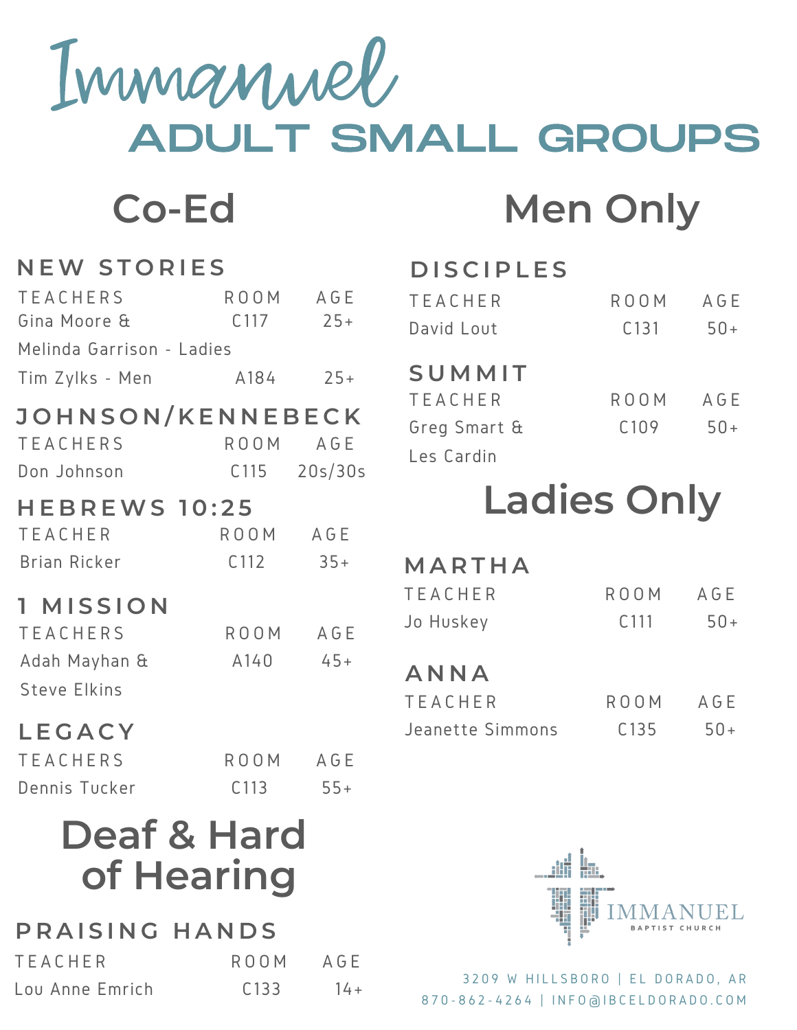# Immanuel
# ADULT SMALL GROUPS

## Co-Ed

### NEW STORIES

| TEACHERS | ROOM | AGE |
|---|---|---|
| Gina Moore & Melinda Garrison - Ladies | C117 | 25+ |
| Tim Zylks - Men | A184 | 25+ |

### JOHNSON/KENNEBECK

| TEACHERS | ROOM | AGE |
|---|---|---|
| Don Johnson | C115 | 20s/30s |

### HEBREWS 10:25

| TEACHER | ROOM | AGE |
|---|---|---|
| Brian Ricker | C112 | 35+ |

### 1 MISSION

| TEACHERS | ROOM | AGE |
|---|---|---|
| Adah Mayhan & Steve Elkins | A140 | 45+ |

### LEGACY

| TEACHERS | ROOM | AGE |
|---|---|---|
| Dennis Tucker | C113 | 55+ |

## Deaf & Hard of Hearing

### PRAISING HANDS

| TEACHER | ROOM | AGE |
|---|---|---|
| Lou Anne Emrich | C133 | 14+ |

## Men Only

### DISCIPLES

| TEACHER | ROOM | AGE |
|---|---|---|
| David Lout | C131 | 50+ |

### SUMMIT

| TEACHER | ROOM | AGE |
|---|---|---|
| Greg Smart & Les Cardin | C109 | 50+ |

## Ladies Only

### MARTHA

| TEACHER | ROOM | AGE |
|---|---|---|
| Jo Huskey | C111 | 50+ |

### ANNA

| TEACHER | ROOM | AGE |
|---|---|---|
| Jeanette Simmons | C135 | 50+ |

IMMANUEL BAPTIST CHURCH

3209 W HILLSBORO | EL DORADO, AR
870-862-4264 | INFO@IBCELDORADO.COM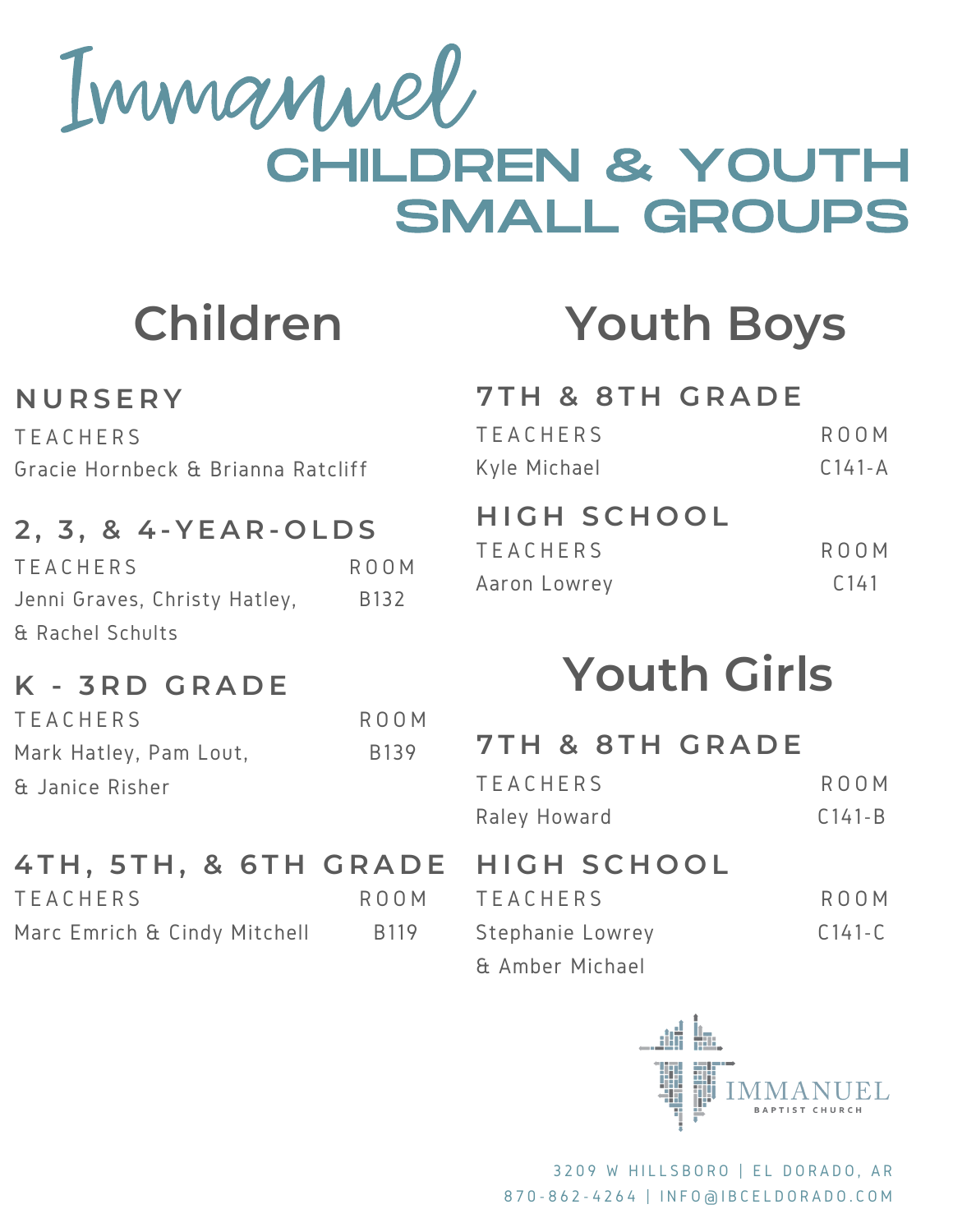# Immanuel

## CHILDREN & YOUTH SMALL GROUPS

## Children

### NURSERY

TEACHERS

Gracie Hornbeck & Brianna Ratcliff

### 2, 3, & 4-YEAR-OLDS

| TEACHERS | ROOM |
|---|---|
| Jenni Graves, Christy Hatley, & Rachel Schults | B132 |

### K - 3RD GRADE

| TEACHERS | ROOM |
|---|---|
| Mark Hatley, Pam Lout, & Janice Risher | B139 |

### 4TH, 5TH, & 6TH GRADE

| TEACHERS | ROOM |
|---|---|
| Marc Emrich & Cindy Mitchell | B119 |

## Youth Boys

### 7TH & 8TH GRADE

| TEACHERS | ROOM |
|---|---|
| Kyle Michael | C141-A |

### HIGH SCHOOL

| TEACHERS | ROOM |
|---|---|
| Aaron Lowrey | C141 |

## Youth Girls

### 7TH & 8TH GRADE

| TEACHERS | ROOM |
|---|---|
| Raley Howard | C141-B |

### HIGH SCHOOL

| TEACHERS | ROOM |
|---|---|
| Stephanie Lowrey & Amber Michael | C141-C |

IMMANUEL BAPTIST CHURCH

3209 W HILLSBORO | EL DORADO, AR
870-862-4264 | INFO@IBCELDORADO.COM